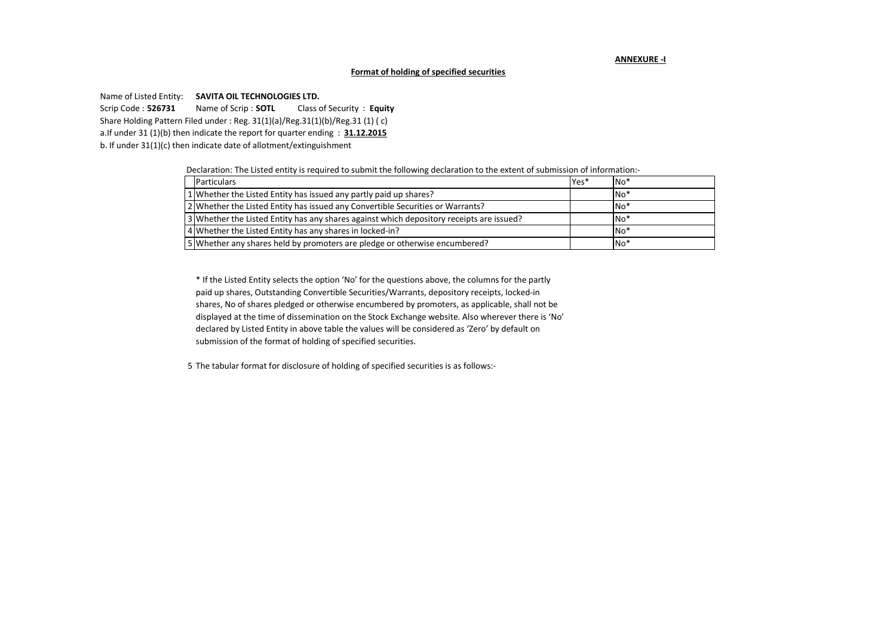**ANNEXURE -I**

**Format of holding of specified securities**

Name of Listed Entity: **SAVITA OIL TECHNOLOGIES LTD.**

Scrip Code : **526731** Name of Scrip : **SOTL** Class of Security : **Equity**

Share Holding Pattern Filed under : Reg. 31(1)(a)/Reg.31(1)(b)/Reg.31 (1) ( c)

a.If under 31 (1)(b) then indicate the report for quarter ending : **31.12.2015**

b. If under 31(1)(c) then indicate date of allotment/extinguishment

Declaration: The Listed entity is required to submit the following declaration to the extent of submission of information:-

| | Particulars | Yes* | No* |
|---|---|---|---|
| 1 | Whether the Listed Entity has issued any partly paid up shares? | | No* |
| 2 | Whether the Listed Entity has issued any Convertible Securities or Warrants? | | No* |
| 3 | Whether the Listed Entity has any shares against which depository receipts are issued? | | No* |
| 4 | Whether the Listed Entity has any shares in locked-in? | | No* |
| 5 | Whether any shares held by promoters are pledge or otherwise encumbered? | | No* |

* If the Listed Entity selects the option 'No' for the questions above, the columns for the partly paid up shares, Outstanding Convertible Securities/Warrants, depository receipts, locked-in shares, No of shares pledged or otherwise encumbered by promoters, as applicable, shall not be displayed at the time of dissemination on the Stock Exchange website. Also wherever there is 'No' declared by Listed Entity in above table the values will be considered as 'Zero' by default on submission of the format of holding of specified securities.

5 The tabular format for disclosure of holding of specified securities is as follows:-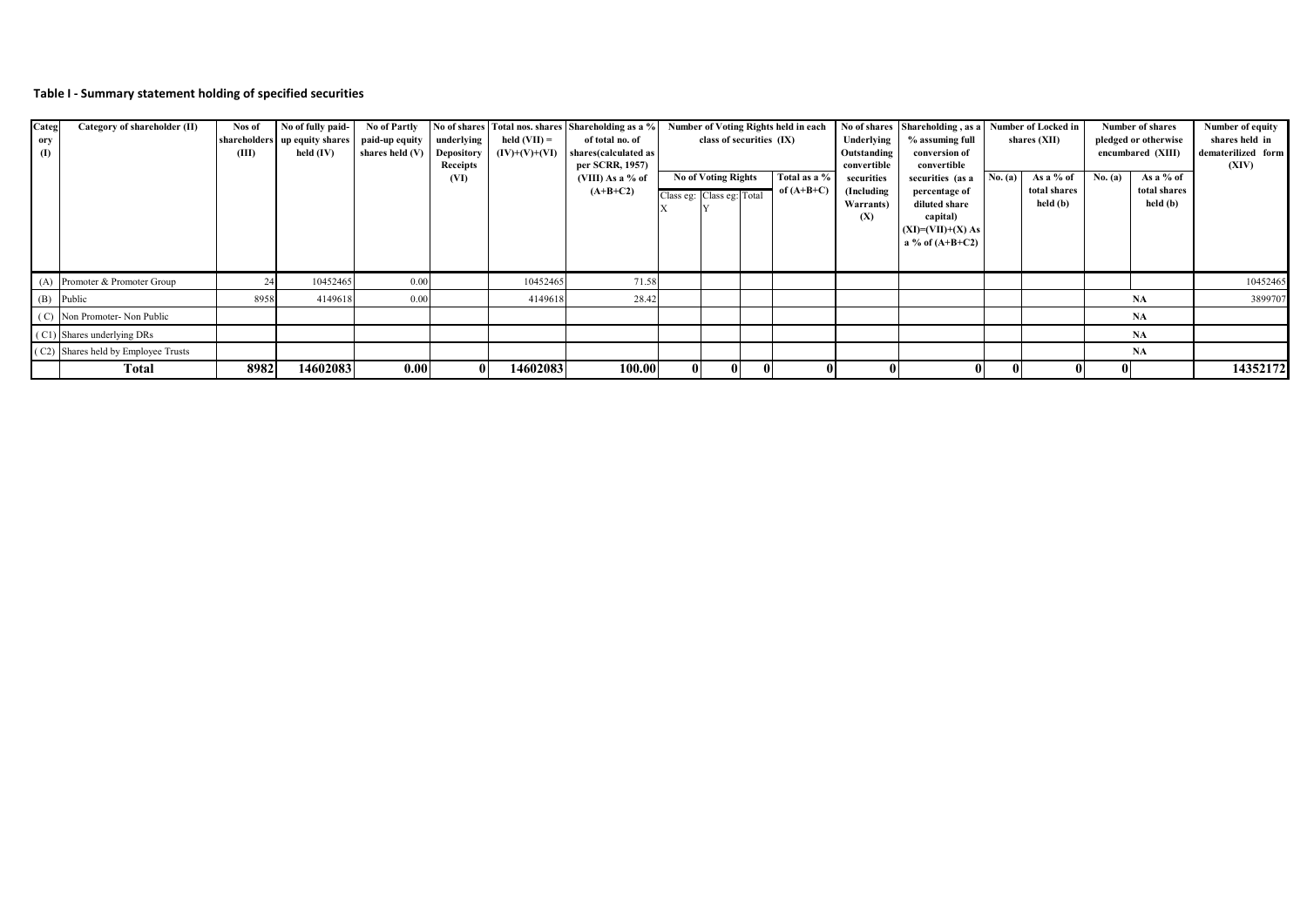### Table I - Summary statement holding of specified securities

| Category (I) | Category of shareholder (II) | Nos of shareholders (III) | No of fully paid-up equity shares held (IV) | No of Partly paid-up equity shares held (V) | No of shares underlying Depository Receipts (VI) | Total nos. shares held (VII) = (IV)+(V)+(VI) | Shareholding as a % of total no. of shares(calculated as per SCRR, 1957) (VIII) As a % of (A+B+C2) | Number of Voting Rights held in each class of securities (IX) | | | | No of shares Underlying Outstanding convertible securities (Including Warrants) (X) | Shareholding , as a % assuming full conversion of convertible securities (as a percentage of diluted share capital) (XI)=(VII)+(X) As a % of (A+B+C2) | Number of Locked in shares (XII) | | Number of shares pledged or otherwise encumbered (XIII) | | Number of equity shares held in dematerilized form (XIV) |
|---|---|---|---|---|---|---|---|---|---|---|---|---|---|---|---|---|---|---|
| | | | | | | | | No of Voting Rights | | | Total as a % of (A+B+C) | | | No. (a) | As a % of total shares held (b) | No. (a) | As a % of total shares held (b) | |
| | | | | | | | | Class eg: X | Class eg: Y | Total | | | | | | | | |
| (A) | Promoter & Promoter Group | 24 | 10452465 | 0.00 | | 10452465 | 71.58 | | | | | | | | | | | 10452465 |
| (B) | Public | 8958 | 4149618 | 0.00 | | 4149618 | 28.42 | | | | | | | | | | NA | 3899707 |
| ( C) | Non Promoter- Non Public | | | | | | | | | | | | | | | | NA | |
| ( C1) | Shares underlying DRs | | | | | | | | | | | | | | | | NA | |
| ( C2) | Shares held by Employee Trusts | | | | | | | | | | | | | | | | NA | |
| | **Total** | **8982** | **14602083** | **0.00** | **0** | **14602083** | **100.00** | **0** | **0** | **0** | **0** | **0** | **0** | **0** | **0** | **0** | | **14352172** |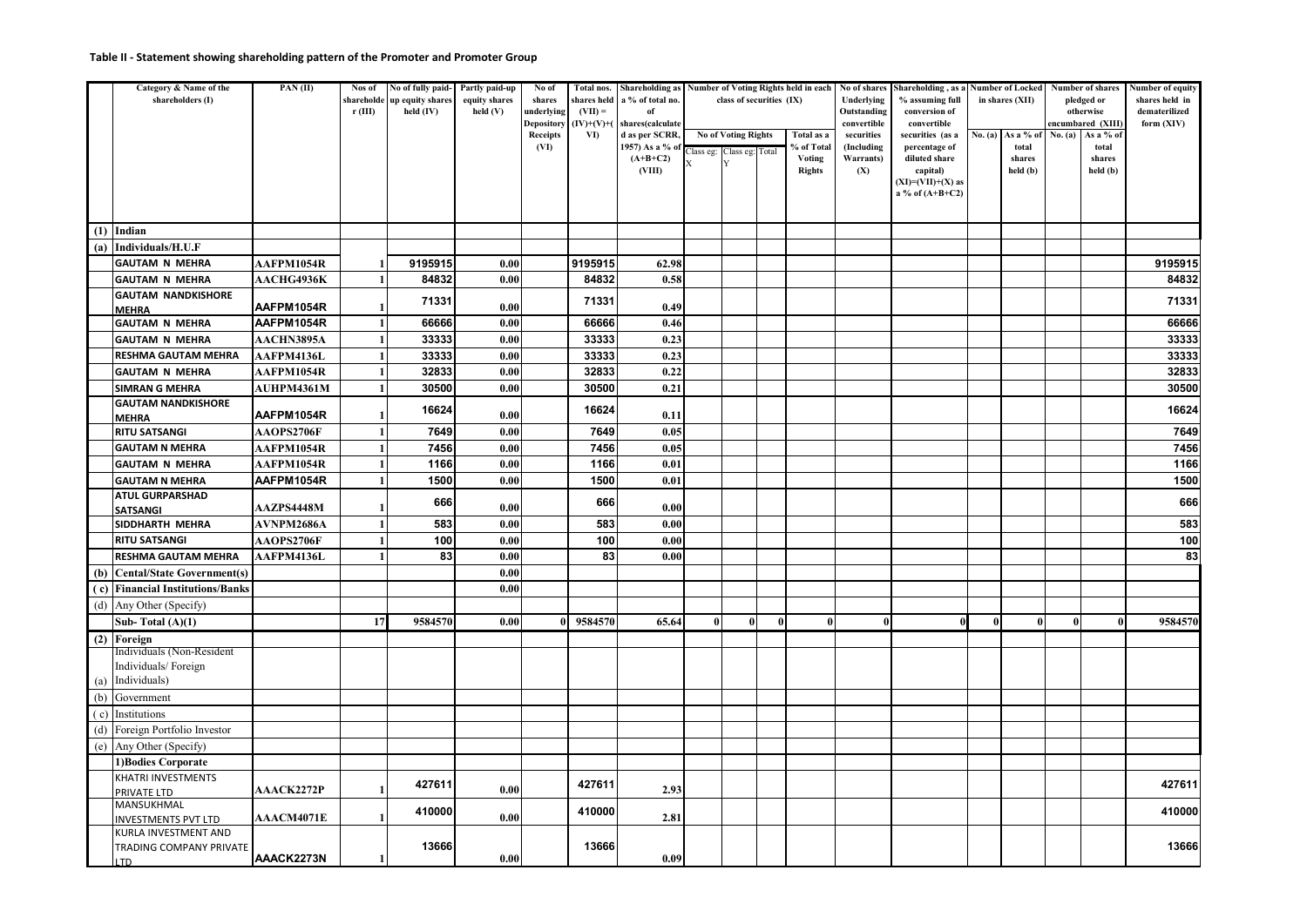**Table II - Statement showing shareholding pattern of the Promoter and Promoter Group**

| | Category & Name of the shareholders (I) | PAN (II) | Nos of shareholder (III) | No of fully paid-up equity shares held (IV) | Partly paid-up equity shares held (V) | No of shares underlying Depository Receipts (VI) | Total nos. shares held (VII) = (IV)+(V)+(VI) | Shareholding as a % of total no. of shares(calculated as per SCRR, 1957) As a % of (A+B+C2) (VIII) | Number of Voting Rights held in each class of securities (IX) | | | | No of shares Underlying Outstanding convertible securities (Including Warrants) (X) | Shareholding , as a % assuming full conversion of convertible securities (as a percentage of diluted share capital) (XI)=(VII)+(X) as a % of (A+B+C2) | Number of Locked in shares (XII) | | Number of shares pledged or otherwise encumbared (XIII) | | Number of equity shares held in dematerilized form (XIV) |
|---|---|---|---|---|---|---|---|---|---|---|---|---|---|---|---|---|---|---|---|
| | | | | | | | | | No of Voting Rights | | | Total as a % of Total Voting Rights | | | No. (a) | As a % of total shares held (b) | No. (a) | As a % of total shares held (b) | |
| | | | | | | | | | Class eg: X | Class eg: Y | Total | | | | | | | | |
| (1) | Indian | | | | | | | | | | | | | | | | | | |
| (a) | Individuals/H.U.F | | | | | | | | | | | | | | | | | | |
| | GAUTAM N MEHRA | AAFPM1054R | 1 | 9195915 | 0.00 | | 9195915 | 62.98 | | | | | | | | | | | 9195915 |
| | GAUTAM N MEHRA | AACHG4936K | 1 | 84832 | 0.00 | | 84832 | 0.58 | | | | | | | | | | | 84832 |
| | GAUTAM NANDKISHORE MEHRA | AAFPM1054R | 1 | 71331 | 0.00 | | 71331 | 0.49 | | | | | | | | | | | 71331 |
| | GAUTAM N MEHRA | AAFPM1054R | 1 | 66666 | 0.00 | | 66666 | 0.46 | | | | | | | | | | | 66666 |
| | GAUTAM N MEHRA | AACHN3895A | 1 | 33333 | 0.00 | | 33333 | 0.23 | | | | | | | | | | | 33333 |
| | RESHMA GAUTAM MEHRA | AAFPM4136L | 1 | 33333 | 0.00 | | 33333 | 0.23 | | | | | | | | | | | 33333 |
| | GAUTAM N MEHRA | AAFPM1054R | 1 | 32833 | 0.00 | | 32833 | 0.22 | | | | | | | | | | | 32833 |
| | SIMRAN G MEHRA | AUHPM4361M | 1 | 30500 | 0.00 | | 30500 | 0.21 | | | | | | | | | | | 30500 |
| | GAUTAM NANDKISHORE MEHRA | AAFPM1054R | 1 | 16624 | 0.00 | | 16624 | 0.11 | | | | | | | | | | | 16624 |
| | RITU SATSANGI | AAOPS2706F | 1 | 7649 | 0.00 | | 7649 | 0.05 | | | | | | | | | | | 7649 |
| | GAUTAM N MEHRA | AAFPM1054R | 1 | 7456 | 0.00 | | 7456 | 0.05 | | | | | | | | | | | 7456 |
| | GAUTAM N MEHRA | AAFPM1054R | 1 | 1166 | 0.00 | | 1166 | 0.01 | | | | | | | | | | | 1166 |
| | GAUTAM N MEHRA | AAFPM1054R | 1 | 1500 | 0.00 | | 1500 | 0.01 | | | | | | | | | | | 1500 |
| | ATUL GURPARSHAD SATSANGI | AAZPS4448M | 1 | 666 | 0.00 | | 666 | 0.00 | | | | | | | | | | | 666 |
| | SIDDHARTH MEHRA | AVNPM2686A | 1 | 583 | 0.00 | | 583 | 0.00 | | | | | | | | | | | 583 |
| | RITU SATSANGI | AAOPS2706F | 1 | 100 | 0.00 | | 100 | 0.00 | | | | | | | | | | | 100 |
| | RESHMA GAUTAM MEHRA | AAFPM4136L | 1 | 83 | 0.00 | | 83 | 0.00 | | | | | | | | | | | 83 |
| (b) | Cental/State Government(s) | | | | 0.00 | | | | | | | | | | | | | | |
| (c) | Financial Institutions/Banks | | | | 0.00 | | | | | | | | | | | | | | |
| (d) | Any Other (Specify) | | | | | | | | | | | | | | | | | | |
| | Sub- Total (A)(1) | | 17 | 9584570 | 0.00 | 0 | 9584570 | 65.64 | 0 | 0 | 0 | 0 | 0 | 0 | 0 | 0 | 0 | 0 | 9584570 |
| (2) | Foreign | | | | | | | | | | | | | | | | | | |
| (a) | Individuals (Non-Resident Individuals/ Foreign Individuals) | | | | | | | | | | | | | | | | | | |
| (b) | Government | | | | | | | | | | | | | | | | | | |
| (c) | Institutions | | | | | | | | | | | | | | | | | | |
| (d) | Foreign Portfolio Investor | | | | | | | | | | | | | | | | | | |
| (e) | Any Other (Specify) | | | | | | | | | | | | | | | | | | |
| | 1)Bodies Corporate | | | | | | | | | | | | | | | | | | |
| | KHATRI INVESTMENTS PRIVATE LTD | AAACK2272P | 1 | 427611 | 0.00 | | 427611 | 2.93 | | | | | | | | | | | 427611 |
| | MANSUKHMAL INVESTMENTS PVT LTD | AAACM4071E | 1 | 410000 | 0.00 | | 410000 | 2.81 | | | | | | | | | | | 410000 |
| | KURLA INVESTMENT AND TRADING COMPANY PRIVATE LTD | AAACK2273N | 1 | 13666 | 0.00 | | 13666 | 0.09 | | | | | | | | | | | 13666 |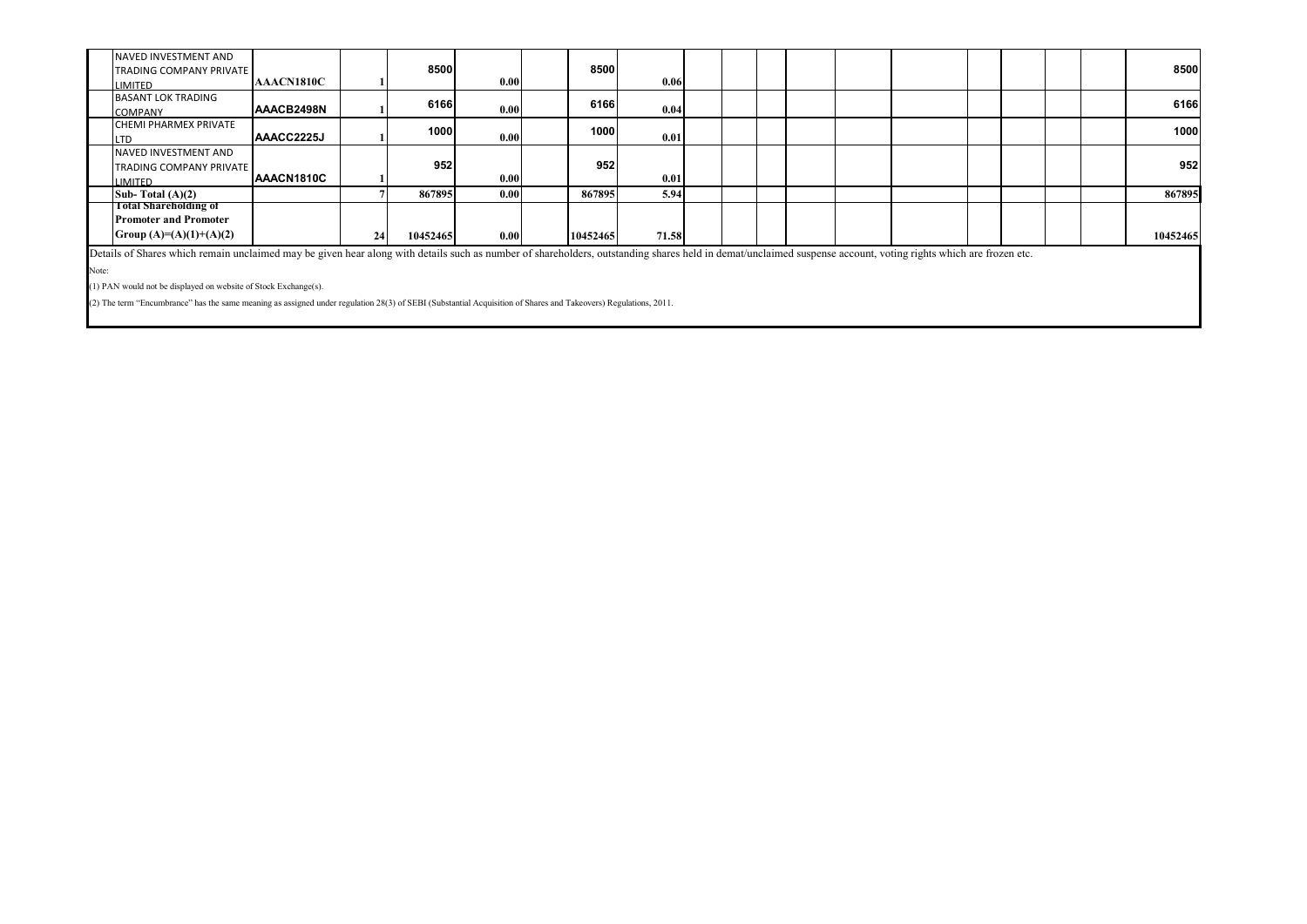| | | | | | | | | | | | | | | | | | | | |
|---|---|---|---|---|---|---|---|---|---|---|---|---|---|---|---|---|---|---|---|
| | NAVED INVESTMENT AND TRADING COMPANY PRIVATE LIMITED | AAACN1810C | 1 | 8500 | 0.00 | | 8500 | 0.06 | | | | | | | | | | | 8500 |
| | BASANT LOK TRADING COMPANY | AAACB2498N | 1 | 6166 | 0.00 | | 6166 | 0.04 | | | | | | | | | | | 6166 |
| | CHEMI PHARMEX PRIVATE LTD | AAACC2225J | 1 | 1000 | 0.00 | | 1000 | 0.01 | | | | | | | | | | | 1000 |
| | NAVED INVESTMENT AND TRADING COMPANY PRIVATE LIMITED | AAACN1810C | 1 | 952 | 0.00 | | 952 | 0.01 | | | | | | | | | | | 952 |
| | **Sub- Total (A)(2)** | | 7 | 867895 | 0.00 | | 867895 | 5.94 | | | | | | | | | | | 867895 |
| | **Total Shareholding of Promoter and Promoter Group (A)=(A)(1)+(A)(2)** | | 24 | 10452465 | 0.00 | | 10452465 | 71.58 | | | | | | | | | | | 10452465 |

Details of Shares which remain unclaimed may be given hear along with details such as number of shareholders, outstanding shares held in demat/unclaimed suspense account, voting rights which are frozen etc.

Note:

(1) PAN would not be displayed on website of Stock Exchange(s).

(2) The term "Encumbrance" has the same meaning as assigned under regulation 28(3) of SEBI (Substantial Acquisition of Shares and Takeovers) Regulations, 2011.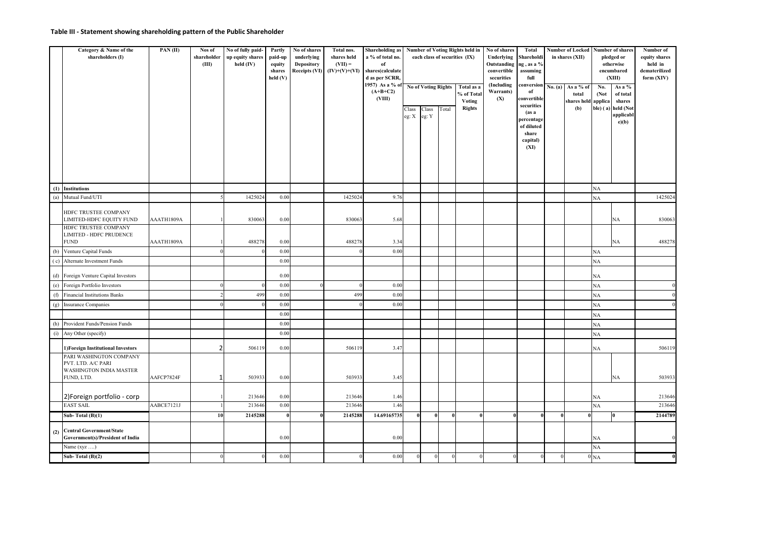## Table III - Statement showing shareholding pattern of the Public Shareholder

| | Category & Name of the shareholders (I) | PAN (II) | Nos of shareholder (III) | No of fully paid-up equity shares held (IV) | Partly paid-up equity shares held (V) | No of shares underlying Depository Receipts (VI) | Total nos. shares held (VII) = (IV)+(V)+(VI) | Shareholding as a % of total no. of shares(calculated as per SCRR, 1957) As a % of (A+B+C2) (VIII) | Number of Voting Rights held in each class of securities (IX) | | | | No of shares Underlying Outstanding convertible securities (Including Warrants) (X) | Total Shareholding , as a % assuming full conversion of convertible securities (as a percentage of diluted share capital) (XI) | Number of Locked in shares (XII) | | Number of shares pledged or otherwise encumbared (XIII) | | Number of equity shares held in dematerilized form (XIV) |
|---|---|---|---|---|---|---|---|---|---|---|---|---|---|---|---|---|---|---|---|
| | | | | | | | | | No of Voting Rights | | | Total as a % of Total Voting Rights | | | No. (a) | As a % of total shares held (b) | No. (Not applicable) ( a) | As a % of total shares held (Not applicable)(b) | |
| | | | | | | | | | Class eg: X | Class eg: Y | Total | | | | | | | | |
| (1) | Institutions | | | | | | | | | | | | | | | | NA | | |
| (a) | Mutual Fund/UTI | | 5 | 1425024 | 0.00 | | 1425024 | 9.76 | | | | | | | | | NA | | 1425024 |
| | HDFC TRUSTEE COMPANY LIMITED-HDFC EQUITY FUND | AAATH1809A | 1 | 830063 | 0.00 | | 830063 | 5.68 | | | | | | | | | | NA | 830063 |
| | HDFC TRUSTEE COMPANY LIMITED - HDFC PRUDENCE FUND | AAATH1809A | 1 | 488278 | 0.00 | | 488278 | 3.34 | | | | | | | | | | NA | 488278 |
| (b) | Venture Capital Funds | | 0 | 0 | 0.00 | | 0 | 0.00 | | | | | | | | | NA | | |
| ( c) | Alternate Investment Funds | | | | 0.00 | | | | | | | | | | | | NA | | |
| (d) | Foreign Venture Capital Investors | | | | 0.00 | | | | | | | | | | | | NA | | |
| (e) | Foreign Portfolio Investors | | 0 | 0 | 0.00 | 0 | 0 | 0.00 | | | | | | | | | NA | | 0 |
| (f) | Financial Institutions Banks | | 2 | 499 | 0.00 | | 499 | 0.00 | | | | | | | | | NA | | 0 |
| (g) | Insurance Companies | | 0 | 0 | 0.00 | | 0 | 0.00 | | | | | | | | | NA | | 0 |
| | | | | | 0.00 | | | | | | | | | | | | NA | | |
| (h) | Provident Funds/Pension Funds | | | | 0.00 | | | | | | | | | | | | NA | | |
| (i) | Any Other (specify) | | | | 0.00 | | | | | | | | | | | | NA | | |
| | **1)Foreign Institutional Investors** | | 2 | 506119 | 0.00 | | 506119 | 3.47 | | | | | | | | | NA | | 506119 |
| | PARI WASHINGTON COMPANY PVT. LTD. A/C PARI WASHINGTON INDIA MASTER FUND, LTD. | AAFCP7824F | 1 | 503933 | 0.00 | | 503933 | 3.45 | | | | | | | | | | NA | 503933 |
| | 2)Foreign portfolio - corp | | 1 | 213646 | 0.00 | | 213646 | 1.46 | | | | | | | | | NA | | 213646 |
| | EAST SAIL | AABCE7121J | 1 | 213646 | 0.00 | | 213646 | 1.46 | | | | | | | | | NA | | 213646 |
| | **Sub- Total (B)(1)** | | **10** | **2145288** | **0** | **0** | **2145288** | **14.69165735** | **0** | **0** | **0** | **0** | **0** | **0** | **0** | **0** | | **0** | **2144789** |
| (2) | **Central Government/State Government(s)/President of India** | | | | 0.00 | | | 0.00 | | | | | | | | | NA | | 0 |
| | Name (xyz ….) | | | | | | | | | | | | | | | | NA | | |
| | **Sub- Total (B)(2)** | | 0 | 0 | 0.00 | | 0 | 0.00 | 0 | 0 | 0 | 0 | 0 | 0 | 0 | 0 | NA | | **0** |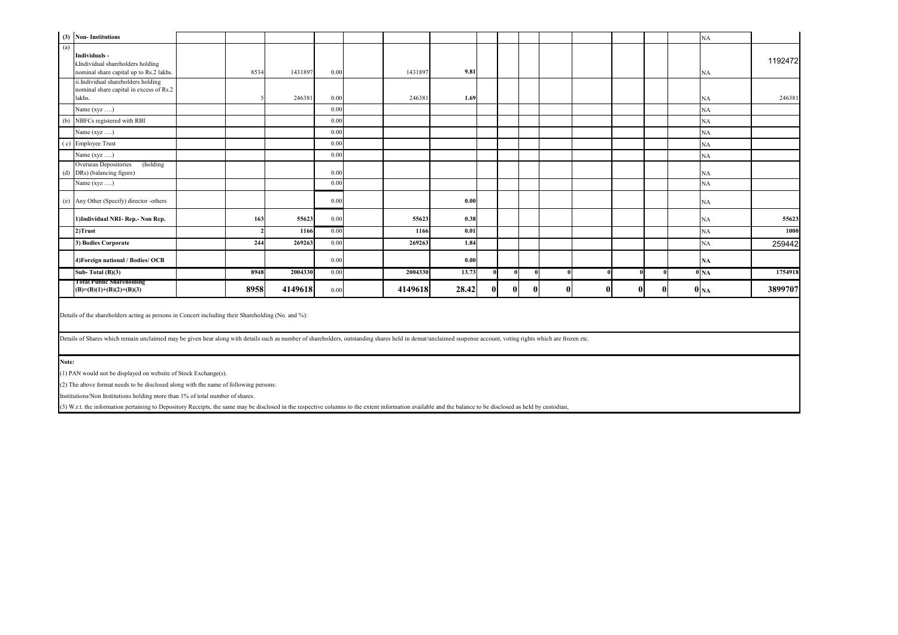| (3) | Non- Institutions | | | | | | | | | | | | | | | | NA | |
|---|---|---|---|---|---|---|---|---|---|---|---|---|---|---|---|---|---|---|
| (a) | Individuals - i.Individual shareholders holding nominal share capital up to Rs.2 lakhs. | | 8534 | 1431897 | 0.00 | | 1431897 | 9.81 | | | | | | | | | NA | 1192472 |
| | ii.Individual shareholders holding nominal share capital in excess of Rs.2 lakhs. | | 5 | 246381 | 0.00 | | 246381 | 1.69 | | | | | | | | | NA | 246381 |
| | Name (xyz ….) | | | | 0.00 | | | | | | | | | | | | NA | |
| (b) | NBFCs registered with RBI | | | | 0.00 | | | | | | | | | | | | NA | |
| | Name (xyz ….) | | | | 0.00 | | | | | | | | | | | | NA | |
| ( c) | Employee Trust | | | | 0.00 | | | | | | | | | | | | NA | |
| | Name (xyz ….) | | | | 0.00 | | | | | | | | | | | | NA | |
| (d) | Overseas Depositories (holding DRs) (balancing figure) | | | | 0.00 | | | | | | | | | | | | NA | |
| | Name (xyz ….) | | | | 0.00 | | | | | | | | | | | | NA | |
| (e) | Any Other (Specify) director -others | | | | 0.00 | | | 0.00 | | | | | | | | | NA | |
| | 1)Individual NRI- Rep.- Non Rep. | | 163 | 55623 | 0.00 | | 55623 | 0.38 | | | | | | | | | NA | 55623 |
| | 2)Trust | | 2 | 1166 | 0.00 | | 1166 | 0.01 | | | | | | | | | NA | 1000 |
| | 3) Bodies Corporate | | 244 | 269263 | 0.00 | | 269263 | 1.84 | | | | | | | | | NA | 259442 |
| | 4)Foreign national / Bodies/ OCB | | | | 0.00 | | | 0.00 | | | | | | | | | NA | |
| | Sub- Total (B)(3) | | 8948 | 2004330 | 0.00 | | 2004330 | 13.73 | 0 | 0 | 0 | 0 | 0 | 0 | 0 | 0 | NA | 1754918 |
| | Total Public Shareholding (B)=(B)(1)+(B)(2)+(B)(3) | | 8958 | 4149618 | 0.00 | | 4149618 | 28.42 | 0 | 0 | 0 | 0 | 0 | 0 | 0 | 0 | NA | 3899707 |

Details of the shareholders acting as persons in Concert including their Shareholding (No. and %):

Details of Shares which remain unclaimed may be given hear along with details such as number of shareholders, outstanding shares held in demat/unclaimed suspense account, voting rights which are frozen etc.

**Note:**

(1) PAN would not be displayed on website of Stock Exchange(s).

(2) The above format needs to be disclosed along with the name of following persons:

Institutions/Non Institutions holding more than 1% of total number of shares.

(3) W.r.t. the information pertaining to Depository Receipts, the same may be disclosed in the respective columns to the extent information available and the balance to be disclosed as held by custodian,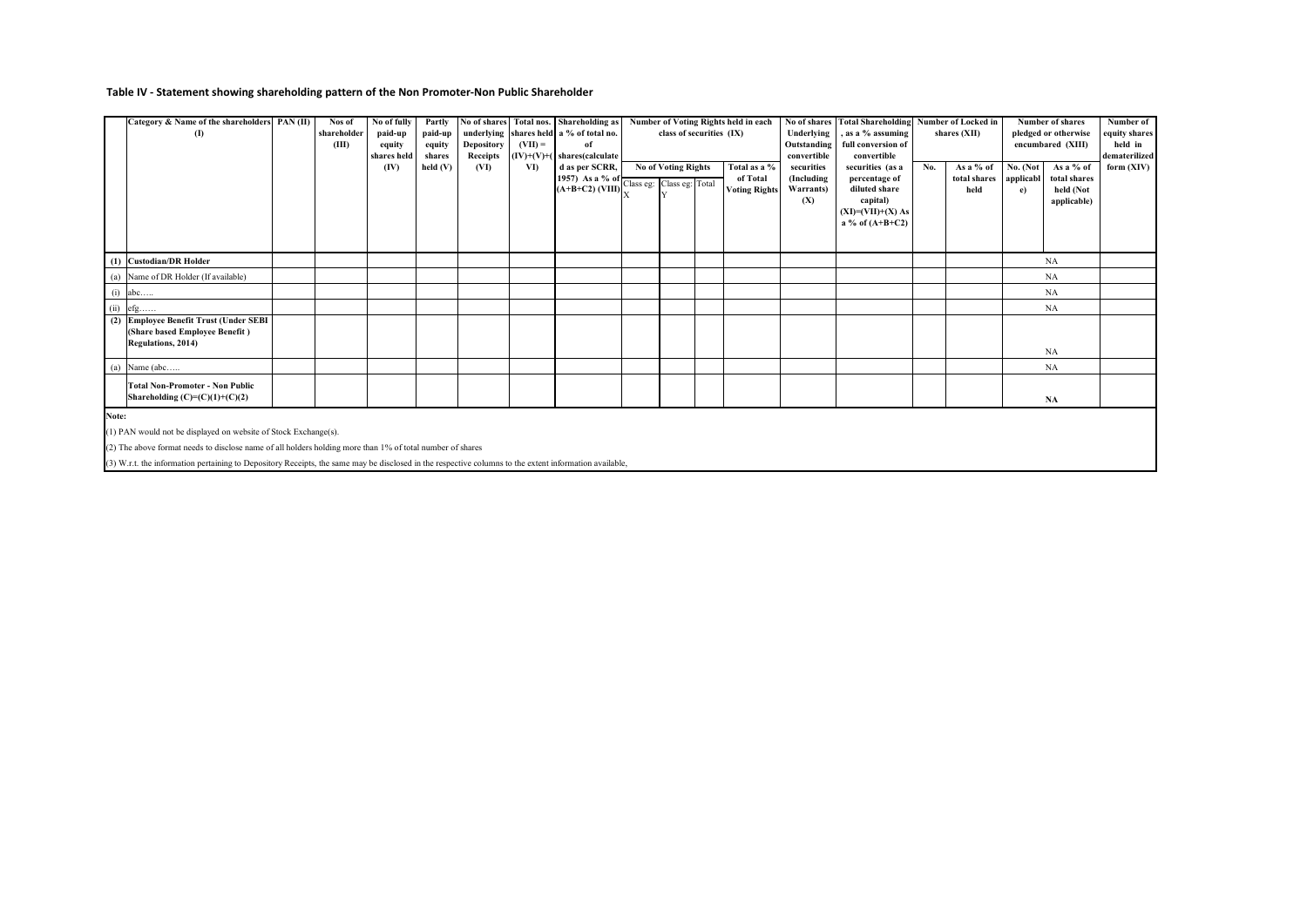**Table IV - Statement showing shareholding pattern of the Non Promoter-Non Public Shareholder**

| | Category & Name of the shareholders (I) | PAN (II) | Nos of shareholder (III) | No of fully paid-up equity shares held (IV) | Partly paid-up equity shares held (V) | No of shares underlying Depository Receipts (VI) | Total nos. shares held (VII) = (IV)+(V)+(VI) | Shareholding as a % of total no. of shares(calculated as per SCRR, 1957) As a % of (A+B+C2) (VIII) | Number of Voting Rights held in each class of securities (IX) | | | | No of shares Underlying Outstanding convertible securities (Including Warrants) (X) | Total Shareholding , as a % assuming full conversion of convertible securities (as a percentage of diluted share capital) (XI)=(VII)+(X) As a % of (A+B+C2) | Number of Locked in shares (XII) | | Number of shares pledged or otherwise encumbared (XIII) | | Number of equity shares held in dematerilized form (XIV) |
|---|---|---|---|---|---|---|---|---|---|---|---|---|---|---|---|---|---|---|---|
| | | | | | | | | | No of Voting Rights | | | Total as a % of Total Voting Rights | | | No. | As a % of total shares held | No. (Not applicable) | As a % of total shares held (Not applicable) | |
| | | | | | | | | | Class eg: X | Class eg: Y | Total | | | | | | | | |
| (1) | **Custodian/DR Holder** | | | | | | | | | | | | | | | | NA | | |
| (a) | Name of DR Holder (If available) | | | | | | | | | | | | | | | | NA | | |
| (i) | abc….. | | | | | | | | | | | | | | | | NA | | |
| (ii) | efg…… | | | | | | | | | | | | | | | | NA | | |
| (2) | **Employee Benefit Trust (Under SEBI (Share based Employee Benefit ) Regulations, 2014)** | | | | | | | | | | | | | | | | NA | | |
| (a) | Name (abc….. | | | | | | | | | | | | | | | | NA | | |
| | **Total Non-Promoter - Non Public Shareholding (C)=(C)(1)+(C)(2)** | | | | | | | | | | | | | | | | **NA** | | |

**Note:**

(1) PAN would not be displayed on website of Stock Exchange(s).

(2) The above format needs to disclose name of all holders holding more than 1% of total number of shares

(3) W.r.t. the information pertaining to Depository Receipts, the same may be disclosed in the respective columns to the extent information available,